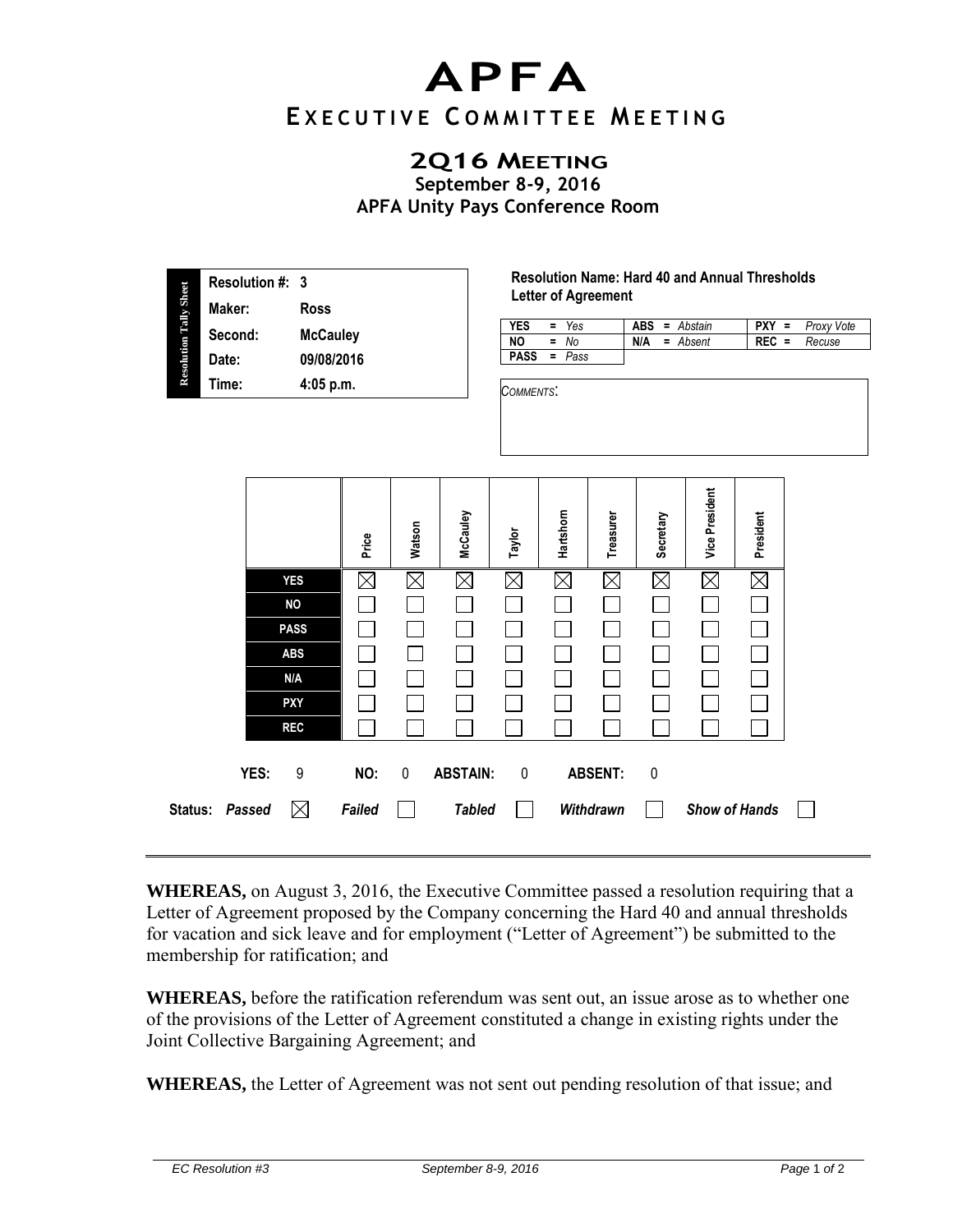# APFA

## Executive Committee Meeting

### 2Q16 Meeting

**September 8-9, 2016**
**APFA Unity Pays Conference Room**

| Resolution Tally Sheet | |
|---|---|
| **Resolution #:** | **3** |
| **Maker:** | **Ross** |
| **Second:** | **McCauley** |
| **Date:** | **09/08/2016** |
| **Time:** | **4:05 p.m.** |

**Resolution Name: Hard 40 and Annual Thresholds Letter of Agreement**

| | | |
|---|---|---|
| **YES** = *Yes* | **ABS** = *Abstain* | **PXY** = *Proxy Vote* |
| **NO** = *No* | **N/A** = *Absent* | **REC** = *Recuse* |
| **PASS** = *Pass* | | |

*COMMENTS*:

| | Price | Watson | McCauley | Taylor | Hartshorn | Treasurer | Secretary | Vice President | President |
|---|---|---|---|---|---|---|---|---|---|
| **YES** | ☒ | ☒ | ☒ | ☒ | ☒ | ☒ | ☒ | ☒ | ☒ |
| **NO** | ☐ | ☐ | ☐ | ☐ | ☐ | ☐ | ☐ | ☐ | ☐ |
| **PASS** | ☐ | ☐ | ☐ | ☐ | ☐ | ☐ | ☐ | ☐ | ☐ |
| **ABS** | ☐ | ☐ | ☐ | ☐ | ☐ | ☐ | ☐ | ☐ | ☐ |
| **N/A** | ☐ | ☐ | ☐ | ☐ | ☐ | ☐ | ☐ | ☐ | ☐ |
| **PXY** | ☐ | ☐ | ☐ | ☐ | ☐ | ☐ | ☐ | ☐ | ☐ |
| **REC** | ☐ | ☐ | ☐ | ☐ | ☐ | ☐ | ☐ | ☐ | ☐ |

**YES:** 9 **NO:** 0 **ABSTAIN:** 0 **ABSENT:** 0

**Status:** ***Passed*** ☒ ***Failed*** ☐ ***Tabled*** ☐ ***Withdrawn*** ☐ ***Show of Hands*** ☐

---

**WHEREAS,** on August 3, 2016, the Executive Committee passed a resolution requiring that a Letter of Agreement proposed by the Company concerning the Hard 40 and annual thresholds for vacation and sick leave and for employment ("Letter of Agreement") be submitted to the membership for ratification; and

**WHEREAS,** before the ratification referendum was sent out, an issue arose as to whether one of the provisions of the Letter of Agreement constituted a change in existing rights under the Joint Collective Bargaining Agreement; and

**WHEREAS,** the Letter of Agreement was not sent out pending resolution of that issue; and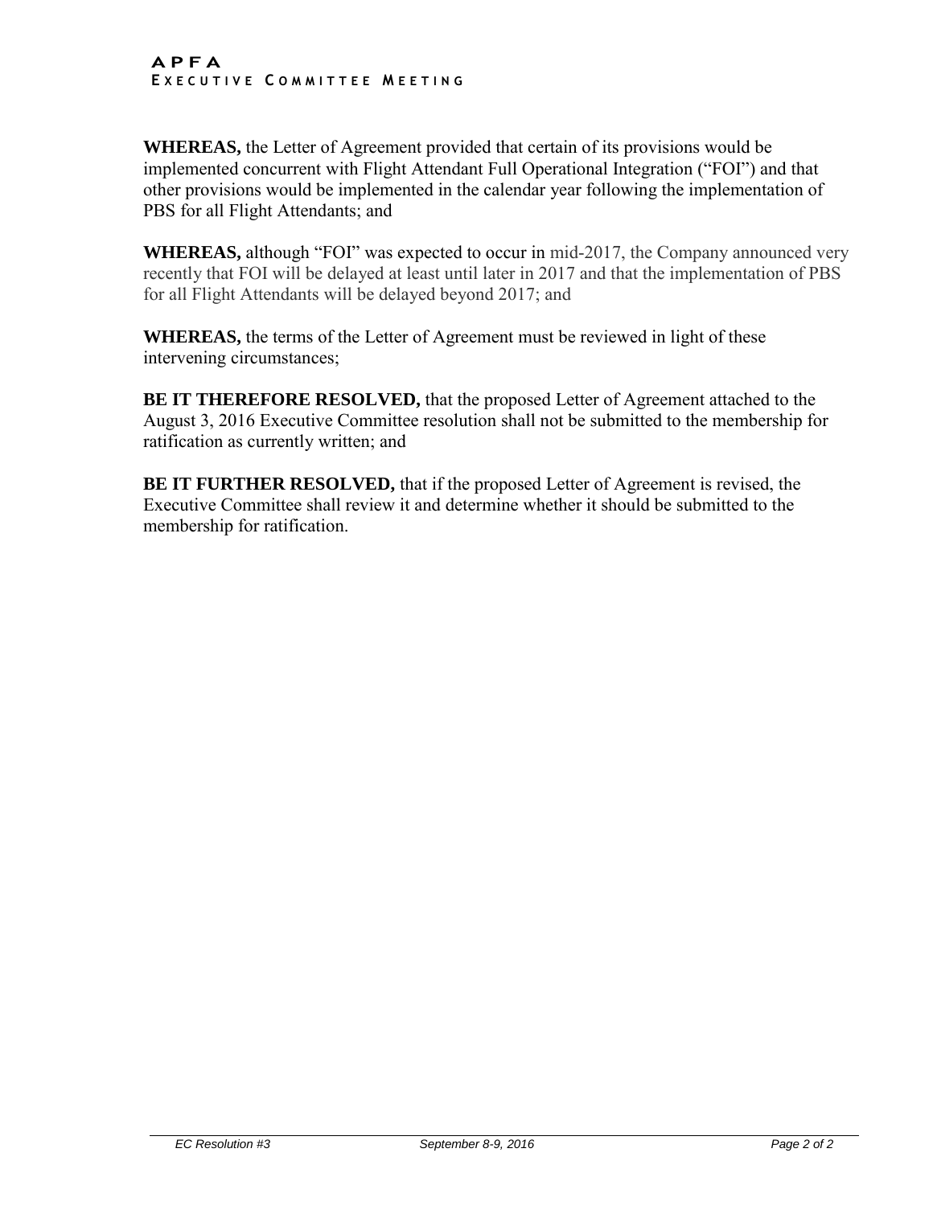**WHEREAS,** the Letter of Agreement provided that certain of its provisions would be implemented concurrent with Flight Attendant Full Operational Integration ("FOI") and that other provisions would be implemented in the calendar year following the implementation of PBS for all Flight Attendants; and

**WHEREAS,** although "FOI" was expected to occur in mid-2017, the Company announced very recently that FOI will be delayed at least until later in 2017 and that the implementation of PBS for all Flight Attendants will be delayed beyond 2017; and

**WHEREAS,** the terms of the Letter of Agreement must be reviewed in light of these intervening circumstances;

**BE IT THEREFORE RESOLVED,** that the proposed Letter of Agreement attached to the August 3, 2016 Executive Committee resolution shall not be submitted to the membership for ratification as currently written; and

**BE IT FURTHER RESOLVED,** that if the proposed Letter of Agreement is revised, the Executive Committee shall review it and determine whether it should be submitted to the membership for ratification.